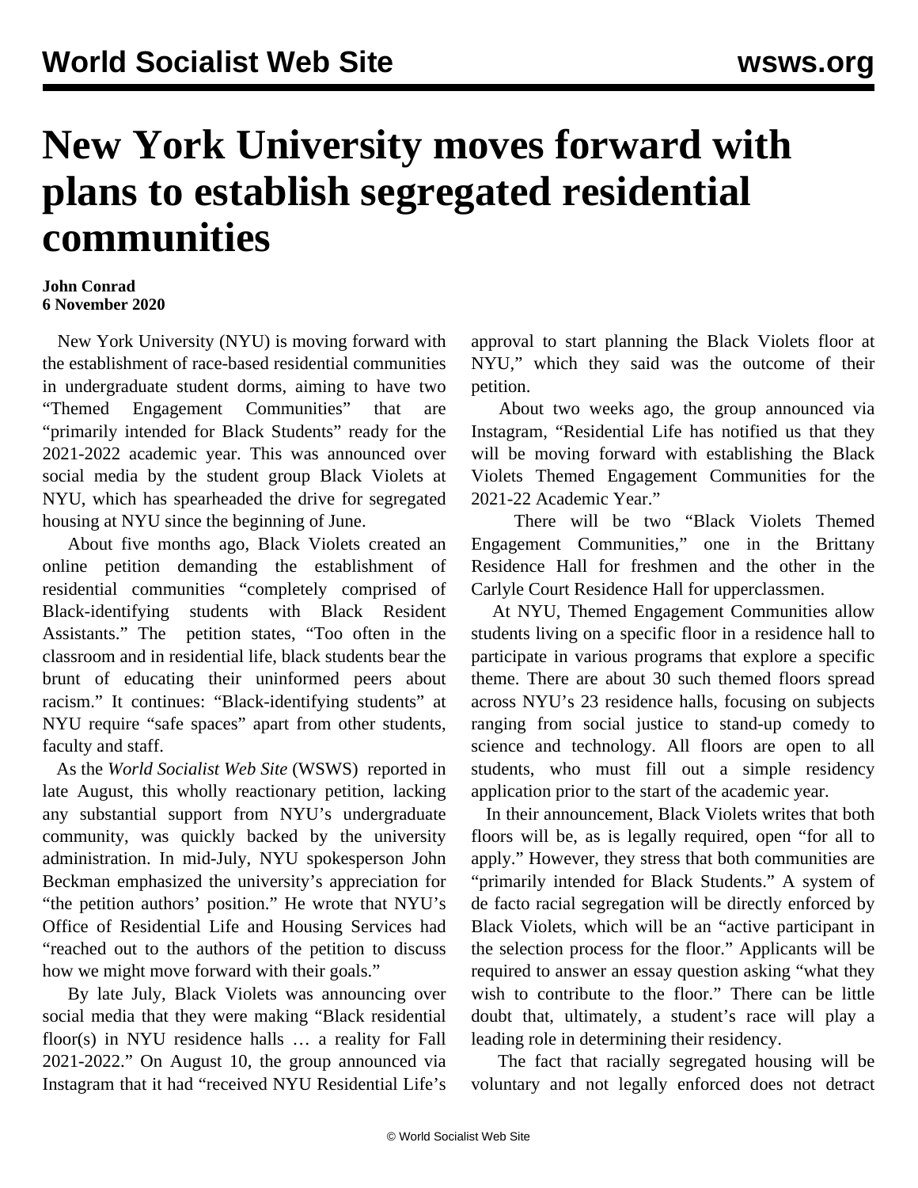# New York University moves forward with plans to establish segregated residential communities

**John Conrad**
**6 November 2020**

New York University (NYU) is moving forward with the establishment of race-based residential communities in undergraduate student dorms, aiming to have two "Themed Engagement Communities" that are "primarily intended for Black Students" ready for the 2021-2022 academic year. This was announced over social media by the student group Black Violets at NYU, which has spearheaded the drive for segregated housing at NYU since the beginning of June.

About five months ago, Black Violets created an online petition demanding the establishment of residential communities "completely comprised of Black-identifying students with Black Resident Assistants." The petition states, "Too often in the classroom and in residential life, black students bear the brunt of educating their uninformed peers about racism." It continues: "Black-identifying students" at NYU require "safe spaces" apart from other students, faculty and staff.

As the *World Socialist Web Site* (WSWS) reported in late August, this wholly reactionary petition, lacking any substantial support from NYU's undergraduate community, was quickly backed by the university administration. In mid-July, NYU spokesperson John Beckman emphasized the university's appreciation for "the petition authors' position." He wrote that NYU's Office of Residential Life and Housing Services had "reached out to the authors of the petition to discuss how we might move forward with their goals."

By late July, Black Violets was announcing over social media that they were making "Black residential floor(s) in NYU residence halls … a reality for Fall 2021-2022." On August 10, the group announced via Instagram that it had "received NYU Residential Life's approval to start planning the Black Violets floor at NYU," which they said was the outcome of their petition.

About two weeks ago, the group announced via Instagram, "Residential Life has notified us that they will be moving forward with establishing the Black Violets Themed Engagement Communities for the 2021-22 Academic Year."

There will be two "Black Violets Themed Engagement Communities," one in the Brittany Residence Hall for freshmen and the other in the Carlyle Court Residence Hall for upperclassmen.

At NYU, Themed Engagement Communities allow students living on a specific floor in a residence hall to participate in various programs that explore a specific theme. There are about 30 such themed floors spread across NYU's 23 residence halls, focusing on subjects ranging from social justice to stand-up comedy to science and technology. All floors are open to all students, who must fill out a simple residency application prior to the start of the academic year.

In their announcement, Black Violets writes that both floors will be, as is legally required, open "for all to apply." However, they stress that both communities are "primarily intended for Black Students." A system of de facto racial segregation will be directly enforced by Black Violets, which will be an "active participant in the selection process for the floor." Applicants will be required to answer an essay question asking "what they wish to contribute to the floor." There can be little doubt that, ultimately, a student's race will play a leading role in determining their residency.

The fact that racially segregated housing will be voluntary and not legally enforced does not detract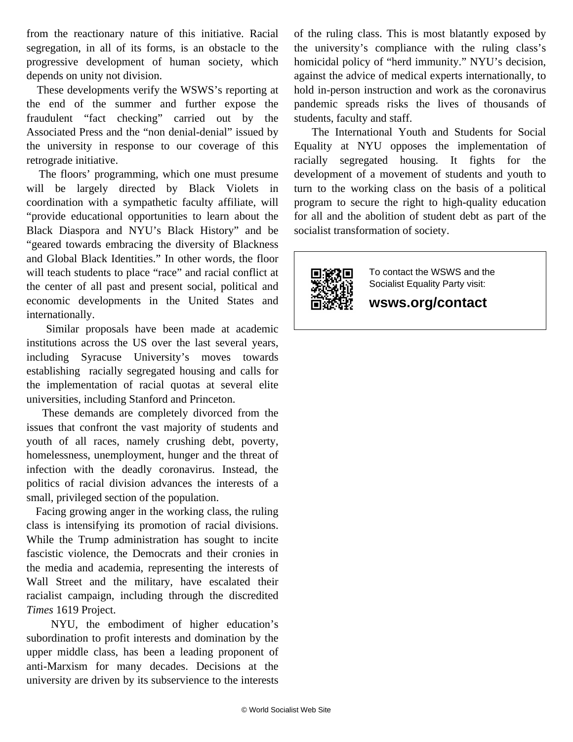from the reactionary nature of this initiative. Racial segregation, in all of its forms, is an obstacle to the progressive development of human society, which depends on unity not division.

These developments verify the WSWS's reporting at the end of the summer and further expose the fraudulent "fact checking" carried out by the Associated Press and the "non denial-denial" issued by the university in response to our coverage of this retrograde initiative.

The floors' programming, which one must presume will be largely directed by Black Violets in coordination with a sympathetic faculty affiliate, will "provide educational opportunities to learn about the Black Diaspora and NYU's Black History" and be "geared towards embracing the diversity of Blackness and Global Black Identities." In other words, the floor will teach students to place "race" and racial conflict at the center of all past and present social, political and economic developments in the United States and internationally.

Similar proposals have been made at academic institutions across the US over the last several years, including Syracuse University's moves towards establishing racially segregated housing and calls for the implementation of racial quotas at several elite universities, including Stanford and Princeton.

These demands are completely divorced from the issues that confront the vast majority of students and youth of all races, namely crushing debt, poverty, homelessness, unemployment, hunger and the threat of infection with the deadly coronavirus. Instead, the politics of racial division advances the interests of a small, privileged section of the population.

Facing growing anger in the working class, the ruling class is intensifying its promotion of racial divisions. While the Trump administration has sought to incite fascistic violence, the Democrats and their cronies in the media and academia, representing the interests of Wall Street and the military, have escalated their racialist campaign, including through the discredited *Times* 1619 Project.

NYU, the embodiment of higher education's subordination to profit interests and domination by the upper middle class, has been a leading proponent of anti-Marxism for many decades. Decisions at the university are driven by its subservience to the interests of the ruling class. This is most blatantly exposed by the university's compliance with the ruling class's homicidal policy of "herd immunity." NYU's decision, against the advice of medical experts internationally, to hold in-person instruction and work as the coronavirus pandemic spreads risks the lives of thousands of students, faculty and staff.

The International Youth and Students for Social Equality at NYU opposes the implementation of racially segregated housing. It fights for the development of a movement of students and youth to turn to the working class on the basis of a political program to secure the right to high-quality education for all and the abolition of student debt as part of the socialist transformation of society.

To contact the WSWS and the Socialist Equality Party visit:

**wsws.org/contact**